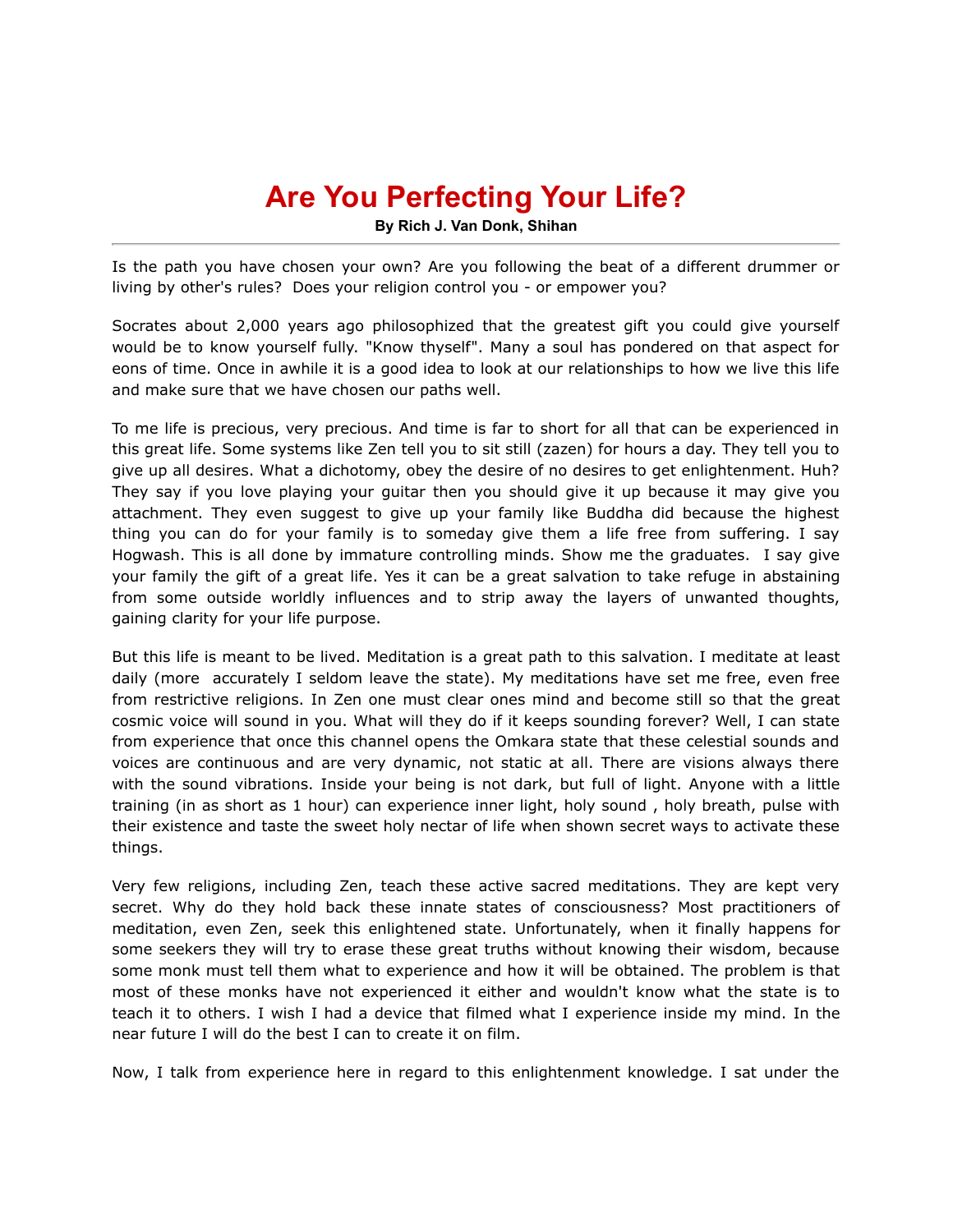# Are You Perfecting Your Life?

**By Rich J. Van Donk, Shihan**

---

Is the path you have chosen your own? Are you following the beat of a different drummer or living by other's rules? Does your religion control you - or empower you?

Socrates about 2,000 years ago philosophized that the greatest gift you could give yourself would be to know yourself fully. "Know thyself". Many a soul has pondered on that aspect for eons of time. Once in awhile it is a good idea to look at our relationships to how we live this life and make sure that we have chosen our paths well.

To me life is precious, very precious. And time is far to short for all that can be experienced in this great life. Some systems like Zen tell you to sit still (zazen) for hours a day. They tell you to give up all desires. What a dichotomy, obey the desire of no desires to get enlightenment. Huh? They say if you love playing your guitar then you should give it up because it may give you attachment. They even suggest to give up your family like Buddha did because the highest thing you can do for your family is to someday give them a life free from suffering. I say Hogwash. This is all done by immature controlling minds. Show me the graduates. I say give your family the gift of a great life. Yes it can be a great salvation to take refuge in abstaining from some outside worldly influences and to strip away the layers of unwanted thoughts, gaining clarity for your life purpose.

But this life is meant to be lived. Meditation is a great path to this salvation. I meditate at least daily (more accurately I seldom leave the state). My meditations have set me free, even free from restrictive religions. In Zen one must clear ones mind and become still so that the great cosmic voice will sound in you. What will they do if it keeps sounding forever? Well, I can state from experience that once this channel opens the Omkara state that these celestial sounds and voices are continuous and are very dynamic, not static at all. There are visions always there with the sound vibrations. Inside your being is not dark, but full of light. Anyone with a little training (in as short as 1 hour) can experience inner light, holy sound , holy breath, pulse with their existence and taste the sweet holy nectar of life when shown secret ways to activate these things.

Very few religions, including Zen, teach these active sacred meditations. They are kept very secret. Why do they hold back these innate states of consciousness? Most practitioners of meditation, even Zen, seek this enlightened state. Unfortunately, when it finally happens for some seekers they will try to erase these great truths without knowing their wisdom, because some monk must tell them what to experience and how it will be obtained. The problem is that most of these monks have not experienced it either and wouldn't know what the state is to teach it to others. I wish I had a device that filmed what I experience inside my mind. In the near future I will do the best I can to create it on film.

Now, I talk from experience here in regard to this enlightenment knowledge. I sat under the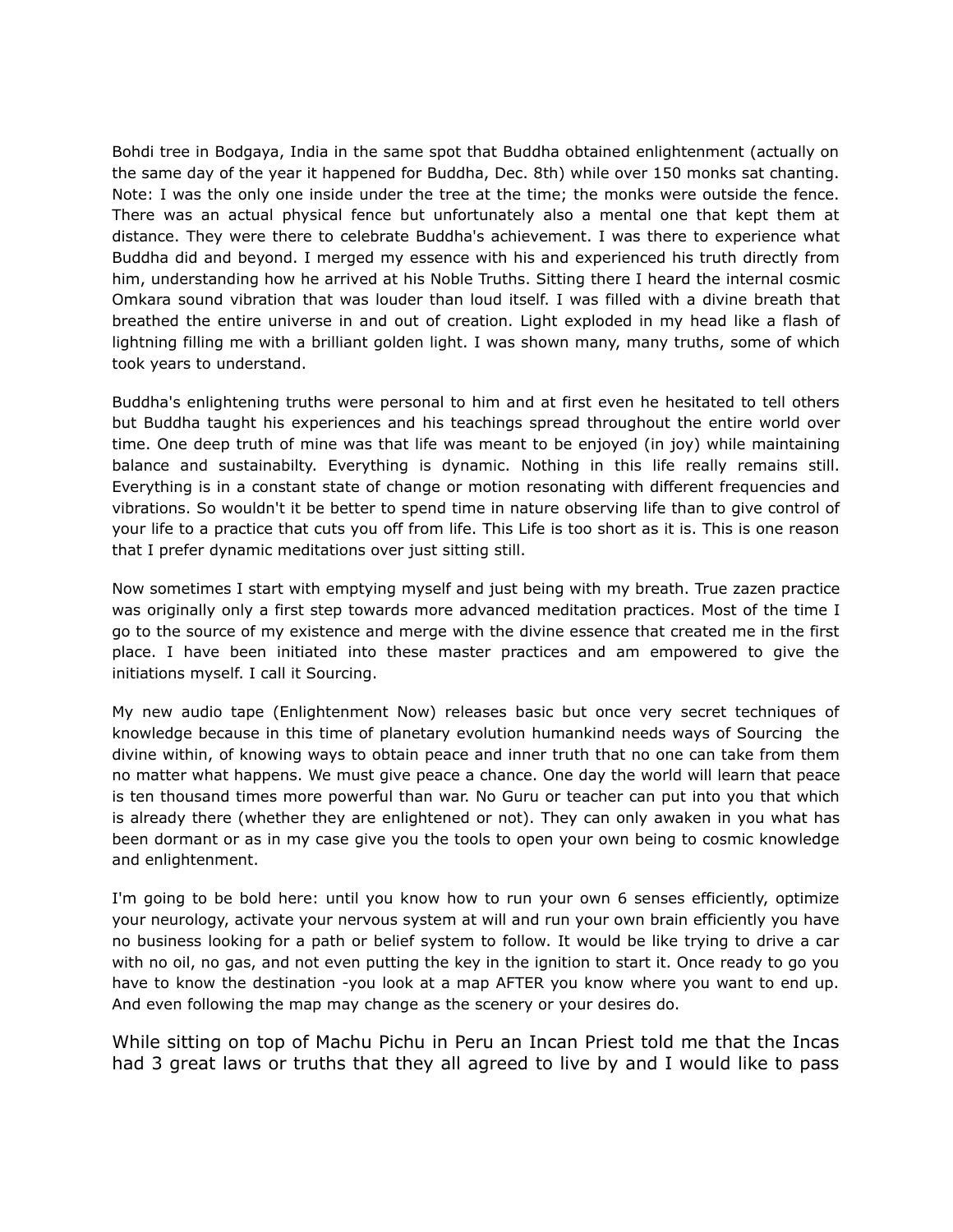Bohdi tree in Bodgaya, India in the same spot that Buddha obtained enlightenment (actually on the same day of the year it happened for Buddha, Dec. 8th) while over 150 monks sat chanting. Note: I was the only one inside under the tree at the time; the monks were outside the fence. There was an actual physical fence but unfortunately also a mental one that kept them at distance. They were there to celebrate Buddha's achievement. I was there to experience what Buddha did and beyond. I merged my essence with his and experienced his truth directly from him, understanding how he arrived at his Noble Truths. Sitting there I heard the internal cosmic Omkara sound vibration that was louder than loud itself. I was filled with a divine breath that breathed the entire universe in and out of creation. Light exploded in my head like a flash of lightning filling me with a brilliant golden light. I was shown many, many truths, some of which took years to understand.

Buddha's enlightening truths were personal to him and at first even he hesitated to tell others but Buddha taught his experiences and his teachings spread throughout the entire world over time. One deep truth of mine was that life was meant to be enjoyed (in joy) while maintaining balance and sustainabilty. Everything is dynamic. Nothing in this life really remains still. Everything is in a constant state of change or motion resonating with different frequencies and vibrations. So wouldn't it be better to spend time in nature observing life than to give control of your life to a practice that cuts you off from life. This Life is too short as it is. This is one reason that I prefer dynamic meditations over just sitting still.

Now sometimes I start with emptying myself and just being with my breath. True zazen practice was originally only a first step towards more advanced meditation practices. Most of the time I go to the source of my existence and merge with the divine essence that created me in the first place. I have been initiated into these master practices and am empowered to give the initiations myself. I call it Sourcing.

My new audio tape (Enlightenment Now) releases basic but once very secret techniques of knowledge because in this time of planetary evolution humankind needs ways of Sourcing the divine within, of knowing ways to obtain peace and inner truth that no one can take from them no matter what happens. We must give peace a chance. One day the world will learn that peace is ten thousand times more powerful than war. No Guru or teacher can put into you that which is already there (whether they are enlightened or not). They can only awaken in you what has been dormant or as in my case give you the tools to open your own being to cosmic knowledge and enlightenment.

I'm going to be bold here: until you know how to run your own 6 senses efficiently, optimize your neurology, activate your nervous system at will and run your own brain efficiently you have no business looking for a path or belief system to follow. It would be like trying to drive a car with no oil, no gas, and not even putting the key in the ignition to start it. Once ready to go you have to know the destination -you look at a map AFTER you know where you want to end up. And even following the map may change as the scenery or your desires do.

While sitting on top of Machu Pichu in Peru an Incan Priest told me that the Incas had 3 great laws or truths that they all agreed to live by and I would like to pass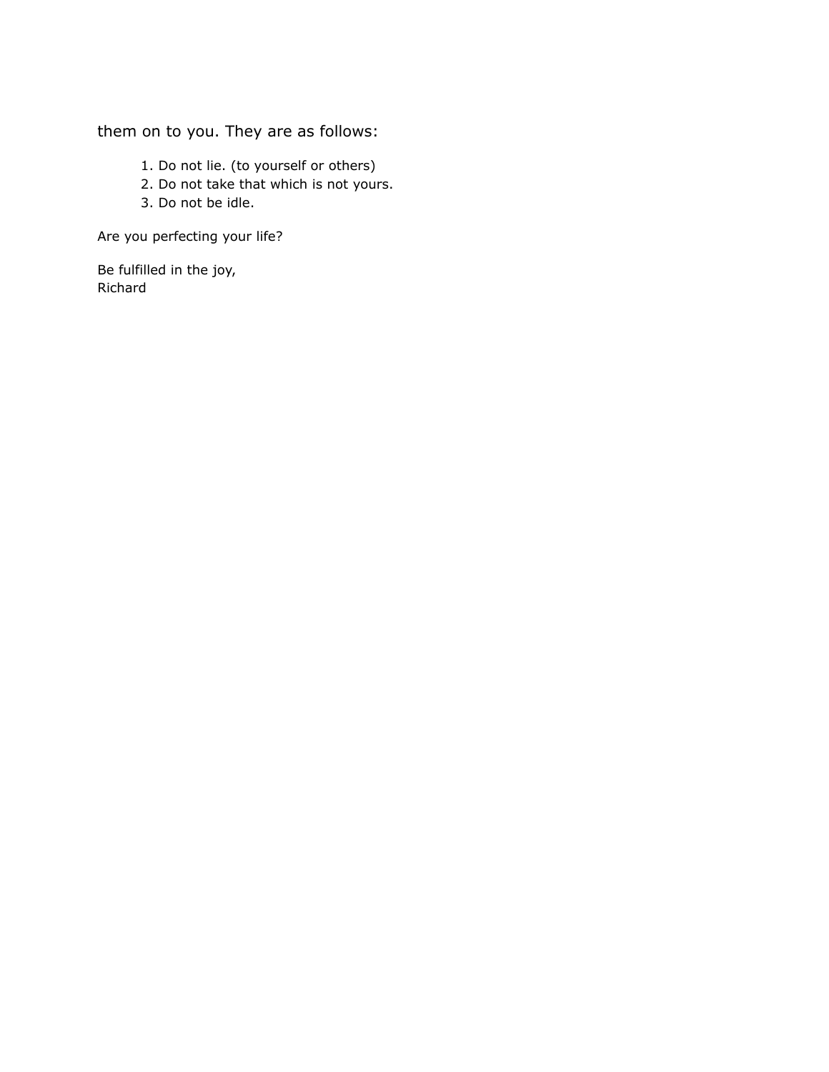them on to you. They are as follows:

1. Do not lie. (to yourself or others)
2. Do not take that which is not yours.
3. Do not be idle.

Are you perfecting your life?

Be fulfilled in the joy,
Richard